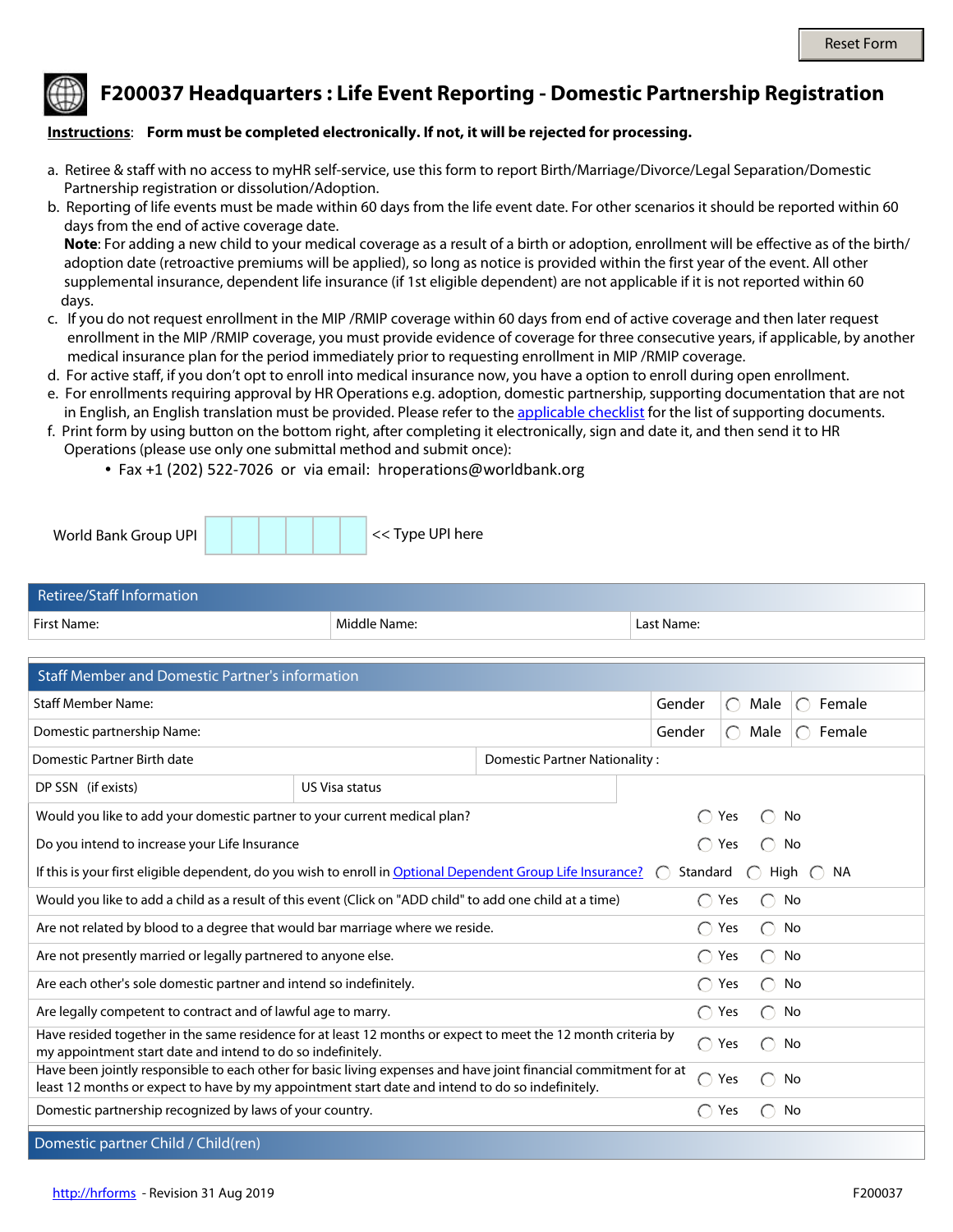Reset Form

# F200037 Headquarters : Life Event Reporting - Domestic Partnership Registration

**Instructions**: **Form must be completed electronically. If not, it will be rejected for processing.**

a. Retiree & staff with no access to myHR self-service, use this form to report Birth/Marriage/Divorce/Legal Separation/Domestic Partnership registration or dissolution/Adoption.
b. Reporting of life events must be made within 60 days from the life event date. For other scenarios it should be reported within 60 days from the end of active coverage date.
   **Note**: For adding a new child to your medical coverage as a result of a birth or adoption, enrollment will be effective as of the birth/adoption date (retroactive premiums will be applied), so long as notice is provided within the first year of the event. All other supplemental insurance, dependent life insurance (if 1st eligible dependent) are not applicable if it is not reported within 60 days.
c. If you do not request enrollment in the MIP /RMIP coverage within 60 days from end of active coverage and then later request enrollment in the MIP /RMIP coverage, you must provide evidence of coverage for three consecutive years, if applicable, by another medical insurance plan for the period immediately prior to requesting enrollment in MIP /RMIP coverage.
d. For active staff, if you don't opt to enroll into medical insurance now, you have a option to enroll during open enrollment.
e. For enrollments requiring approval by HR Operations e.g. adoption, domestic partnership, supporting documentation that are not in English, an English translation must be provided. Please refer to the applicable checklist for the list of supporting documents.
f. Print form by using button on the bottom right, after completing it electronically, sign and date it, and then send it to HR Operations (please use only one submittal method and submit once):
   - Fax +1 (202) 522-7026 or via email: hroperations@worldbank.org

World Bank Group UPI [ | | | | | | ] << Type UPI here

## Retiree/Staff Information

| First Name: | Middle Name: | Last Name: |
|---|---|---|

## Staff Member and Domestic Partner's information

| | | | |
|---|---|---|---|
| Staff Member Name: | Gender | ◯ Male | ◯ Female |
| Domestic partnership Name: | Gender | ◯ Male | ◯ Female |
| Domestic Partner Birth date | Domestic Partner Nationality : | | |
| DP SSN (if exists) | US Visa status | | |

| Question | | | |
|---|---|---|---|
| Would you like to add your domestic partner to your current medical plan? | ◯ Yes | ◯ No | |
| Do you intend to increase your Life Insurance | ◯ Yes | ◯ No | |
| If this is your first eligible dependent, do you wish to enroll in Optional Dependent Group Life Insurance? | ◯ Standard | ◯ High | ◯ NA |
| Would you like to add a child as a result of this event (Click on "ADD child" to add one child at a time) | ◯ Yes | ◯ No | |
| Are not related by blood to a degree that would bar marriage where we reside. | ◯ Yes | ◯ No | |
| Are not presently married or legally partnered to anyone else. | ◯ Yes | ◯ No | |
| Are each other's sole domestic partner and intend so indefinitely. | ◯ Yes | ◯ No | |
| Are legally competent to contract and of lawful age to marry. | ◯ Yes | ◯ No | |
| Have resided together in the same residence for at least 12 months or expect to meet the 12 month criteria by my appointment start date and intend to do so indefinitely. | ◯ Yes | ◯ No | |
| Have been jointly responsible to each other for basic living expenses and have joint financial commitment for at least 12 months or expect to have by my appointment start date and intend to do so indefinitely. | ◯ Yes | ◯ No | |
| Domestic partnership recognized by laws of your country. | ◯ Yes | ◯ No | |

## Domestic partner Child / Child(ren)

http://hrforms - Revision 31 Aug 2019 F200037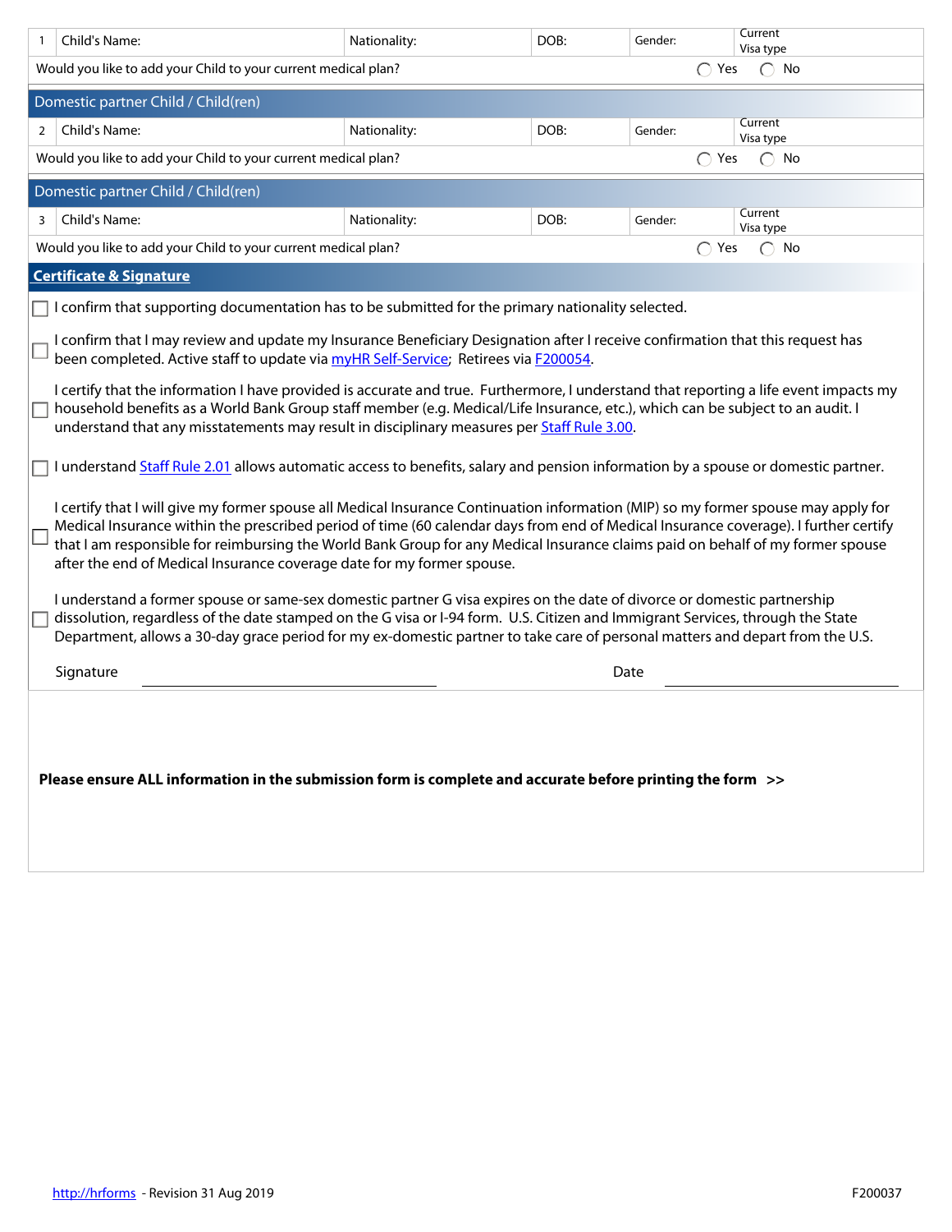| | | | | | |
|---|---|---|---|---|---|
| 1 | Child's Name: | Nationality: | DOB: | Gender: | Current Visa type |

Would you like to add your Child to your current medical plan? ◯ Yes ◯ No

## Domestic partner Child / Child(ren)

| | | | | | |
|---|---|---|---|---|---|
| 2 | Child's Name: | Nationality: | DOB: | Gender: | Current Visa type |

Would you like to add your Child to your current medical plan? ◯ Yes ◯ No

## Domestic partner Child / Child(ren)

| | | | | | |
|---|---|---|---|---|---|
| 3 | Child's Name: | Nationality: | DOB: | Gender: | Current Visa type |

Would you like to add your Child to your current medical plan? ◯ Yes ◯ No

## Certificate & Signature

- ☐ I confirm that supporting documentation has to be submitted for the primary nationality selected.
- ☐ I confirm that I may review and update my Insurance Beneficiary Designation after I receive confirmation that this request has been completed. Active staff to update via myHR Self-Service; Retirees via F200054.
- ☐ I certify that the information I have provided is accurate and true. Furthermore, I understand that reporting a life event impacts my household benefits as a World Bank Group staff member (e.g. Medical/Life Insurance, etc.), which can be subject to an audit. I understand that any misstatements may result in disciplinary measures per Staff Rule 3.00.
- ☐ I understand Staff Rule 2.01 allows automatic access to benefits, salary and pension information by a spouse or domestic partner.
- ☐ I certify that I will give my former spouse all Medical Insurance Continuation information (MIP) so my former spouse may apply for Medical Insurance within the prescribed period of time (60 calendar days from end of Medical Insurance coverage). I further certify that I am responsible for reimbursing the World Bank Group for any Medical Insurance claims paid on behalf of my former spouse after the end of Medical Insurance coverage date for my former spouse.
- ☐ I understand a former spouse or same-sex domestic partner G visa expires on the date of divorce or domestic partnership dissolution, regardless of the date stamped on the G visa or I-94 form. U.S. Citizen and Immigrant Services, through the State Department, allows a 30-day grace period for my ex-domestic partner to take care of personal matters and depart from the U.S.

Signature ______________________ Date ______________________

**Please ensure ALL information in the submission form is complete and accurate before printing the form >>**

http://hrforms - Revision 31 Aug 2019 F200037